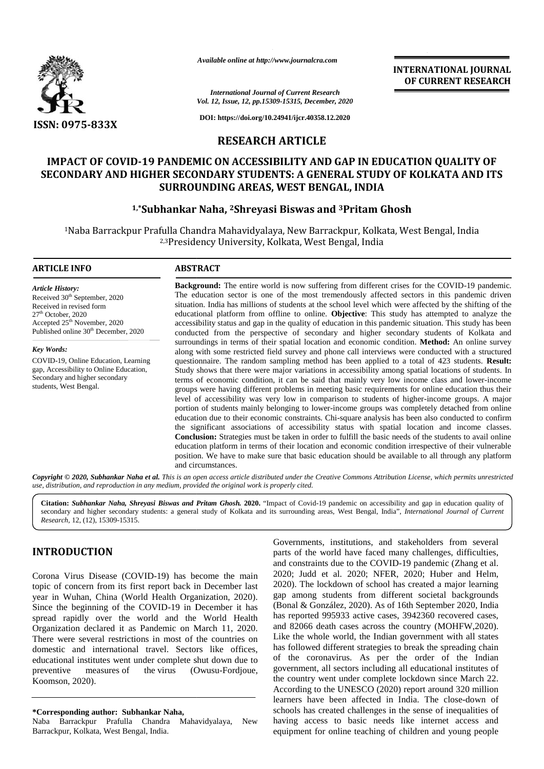*Available online at http://www.journalcra.com*

*International Journal of Current Research*
*Vol. 12, Issue, 12, pp.15309-15315, December, 2020*

**DOI: https://doi.org/10.24941/ijcr.40358.12.2020**

**INTERNATIONAL JOURNAL OF CURRENT RESEARCH**

ISSN: 0975-833X

## RESEARCH ARTICLE

# IMPACT OF COVID-19 PANDEMIC ON ACCESSIBILITY AND GAP IN EDUCATION QUALITY OF SECONDARY AND HIGHER SECONDARY STUDENTS: A GENERAL STUDY OF KOLKATA AND ITS SURROUNDING AREAS, WEST BENGAL, INDIA

**[1,*]Subhankar Naha, [2]Shreyasi Biswas and [3]Pritam Ghosh**

[1]Naba Barrackpur Prafulla Chandra Mahavidyalaya, New Barrackpur, Kolkata, West Bengal, India
[2,3]Presidency University, Kolkata, West Bengal, India

### ARTICLE INFO

*Article History:*
Received 30th September, 2020
Received in revised form
27th October, 2020
Accepted 25th November, 2020
Published online 30th December, 2020

*Key Words:*
COVID-19, Online Education, Learning gap, Accessibility to Online Education, Secondary and higher secondary students, West Bengal.

### ABSTRACT

**Background:** The entire world is now suffering from different crises for the COVID-19 pandemic. The education sector is one of the most tremendously affected sectors in this pandemic driven situation. India has millions of students at the school level which were affected by the shifting of the educational platform from offline to online. **Objective**: This study has attempted to analyze the accessibility status and gap in the quality of education in this pandemic situation. This study has been conducted from the perspective of secondary and higher secondary students of Kolkata and surroundings in terms of their spatial location and economic condition. **Method:** An online survey along with some restricted field survey and phone call interviews were conducted with a structured questionnaire. The random sampling method has been applied to a total of 423 students. **Result:** Study shows that there were major variations in accessibility among spatial locations of students. In terms of economic condition, it can be said that mainly very low income class and lower-income groups were having different problems in meeting basic requirements for online education thus their level of accessibility was very low in comparison to students of higher-income groups. A major portion of students mainly belonging to lower-income groups was completely detached from online education due to their economic constraints. Chi-square analysis has been also conducted to confirm the significant associations of accessibility status with spatial location and income classes. **Conclusion:** Strategies must be taken in order to fulfill the basic needs of the students to avail online education platform in terms of their location and economic condition irrespective of their vulnerable position. We have to make sure that basic education should be available to all through any platform and circumstances.

***Copyright © 2020, Subhankar Naha et al.*** *This is an open access article distributed under the Creative Commons Attribution License, which permits unrestricted use, distribution, and reproduction in any medium, provided the original work is properly cited.*

**Citation:** ***Subhankar Naha, Shreyasi Biswas and Pritam Ghosh.*** **2020.** "Impact of Covid-19 pandemic on accessibility and gap in education quality of secondary and higher secondary students: a general study of Kolkata and its surrounding areas, West Bengal, India", *International Journal of Current Research*, 12, (12), 15309-15315.

## INTRODUCTION

Corona Virus Disease (COVID-19) has become the main topic of concern from its first report back in December last year in Wuhan, China (World Health Organization, 2020). Since the beginning of the COVID-19 in December it has spread rapidly over the world and the World Health Organization declared it as Pandemic on March 11, 2020. There were several restrictions in most of the countries on domestic and international travel. Sectors like offices, educational institutes went under complete shut down due to preventive measures of the virus (Owusu-Fordjoue, Koomson, 2020).

Governments, institutions, and stakeholders from several parts of the world have faced many challenges, difficulties, and constraints due to the COVID-19 pandemic (Zhang et al. 2020; Judd et al. 2020; NFER, 2020; Huber and Helm, 2020). The lockdown of school has created a major learning gap among students from different societal backgrounds (Bonal & González, 2020). As of 16th September 2020, India has reported 995933 active cases, 3942360 recovered cases, and 82066 death cases across the country (MOHFW,2020). Like the whole world, the Indian government with all states has followed different strategies to break the spreading chain of the coronavirus. As per the order of the Indian government, all sectors including all educational institutes of the country went under complete lockdown since March 22. According to the UNESCO (2020) report around 320 million learners have been affected in India. The close-down of schools has created challenges in the sense of inequalities of having access to basic needs like internet access and equipment for online teaching of children and young people

**\*Corresponding author: Subhankar Naha,**
Naba Barrackpur Prafulla Chandra Mahavidyalaya, New Barrackpur, Kolkata, West Bengal, India.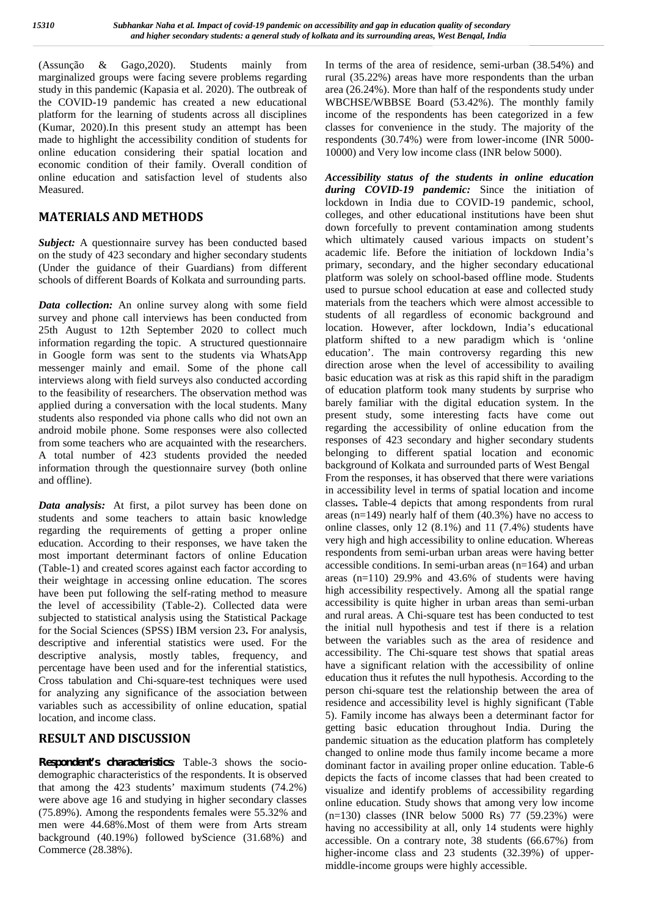(Assunção & Gago,2020). Students mainly from marginalized groups were facing severe problems regarding study in this pandemic (Kapasia et al. 2020). The outbreak of the COVID-19 pandemic has created a new educational platform for the learning of students across all disciplines (Kumar, 2020).In this present study an attempt has been made to highlight the accessibility condition of students for online education considering their spatial location and economic condition of their family. Overall condition of online education and satisfaction level of students also Measured.

## MATERIALS AND METHODS

***Subject:*** A questionnaire survey has been conducted based on the study of 423 secondary and higher secondary students (Under the guidance of their Guardians) from different schools of different Boards of Kolkata and surrounding parts.

***Data collection:*** An online survey along with some field survey and phone call interviews has been conducted from 25th August to 12th September 2020 to collect much information regarding the topic. A structured questionnaire in Google form was sent to the students via WhatsApp messenger mainly and email. Some of the phone call interviews along with field surveys also conducted according to the feasibility of researchers. The observation method was applied during a conversation with the local students. Many students also responded via phone calls who did not own an android mobile phone. Some responses were also collected from some teachers who are acquainted with the researchers. A total number of 423 students provided the needed information through the questionnaire survey (both online and offline).

***Data analysis:*** At first, a pilot survey has been done on students and some teachers to attain basic knowledge regarding the requirements of getting a proper online education. According to their responses, we have taken the most important determinant factors of online Education (Table-1) and created scores against each factor according to their weightage in accessing online education. The scores have been put following the self-rating method to measure the level of accessibility (Table-2). Collected data were subjected to statistical analysis using the Statistical Package for the Social Sciences (SPSS) IBM version 23**.** For analysis, descriptive and inferential statistics were used. For the descriptive analysis, mostly tables, frequency, and percentage have been used and for the inferential statistics, Cross tabulation and Chi-square-test techniques were used for analyzing any significance of the association between variables such as accessibility of online education, spatial location, and income class.

## RESULT AND DISCUSSION

***Respondent's characteristics:*** Table-3 shows the socio-demographic characteristics of the respondents. It is observed that among the 423 students' maximum students (74.2%) were above age 16 and studying in higher secondary classes (75.89%). Among the respondents females were 55.32% and men were 44.68%.Most of them were from Arts stream background (40.19%) followed byScience (31.68%) and Commerce (28.38%).

In terms of the area of residence, semi-urban (38.54%) and rural (35.22%) areas have more respondents than the urban area (26.24%). More than half of the respondents study under WBCHSE/WBBSE Board (53.42%). The monthly family income of the respondents has been categorized in a few classes for convenience in the study. The majority of the respondents (30.74%) were from lower-income (INR 5000-10000) and Very low income class (INR below 5000).

***Accessibility status of the students in online education during COVID-19 pandemic:*** Since the initiation of lockdown in India due to COVID-19 pandemic, school, colleges, and other educational institutions have been shut down forcefully to prevent contamination among students which ultimately caused various impacts on student's academic life. Before the initiation of lockdown India's primary, secondary, and the higher secondary educational platform was solely on school-based offline mode. Students used to pursue school education at ease and collected study materials from the teachers which were almost accessible to students of all regardless of economic background and location. However, after lockdown, India's educational platform shifted to a new paradigm which is 'online education'. The main controversy regarding this new direction arose when the level of accessibility to availing basic education was at risk as this rapid shift in the paradigm of education platform took many students by surprise who barely familiar with the digital education system. In the present study, some interesting facts have come out regarding the accessibility of online education from the responses of 423 secondary and higher secondary students belonging to different spatial location and economic background of Kolkata and surrounded parts of West Bengal From the responses, it has observed that there were variations in accessibility level in terms of spatial location and income classes**.** Table-4 depicts that among respondents from rural areas (n=149) nearly half of them (40.3%) have no access to online classes, only 12 (8.1%) and 11 (7.4%) students have very high and high accessibility to online education. Whereas respondents from semi-urban urban areas were having better accessible conditions. In semi-urban areas (n=164) and urban areas (n=110) 29.9% and 43.6% of students were having high accessibility respectively. Among all the spatial range accessibility is quite higher in urban areas than semi-urban and rural areas. A Chi-square test has been conducted to test the initial null hypothesis and test if there is a relation between the variables such as the area of residence and accessibility. The Chi-square test shows that spatial areas have a significant relation with the accessibility of online education thus it refutes the null hypothesis. According to the person chi-square test the relationship between the area of residence and accessibility level is highly significant (Table 5). Family income has always been a determinant factor for getting basic education throughout India. During the pandemic situation as the education platform has completely changed to online mode thus family income became a more dominant factor in availing proper online education. Table-6 depicts the facts of income classes that had been created to visualize and identify problems of accessibility regarding online education. Study shows that among very low income (n=130) classes (INR below 5000 Rs) 77 (59.23%) were having no accessibility at all, only 14 students were highly accessible. On a contrary note, 38 students (66.67%) from higher-income class and 23 students (32.39%) of upper-middle-income groups were highly accessible.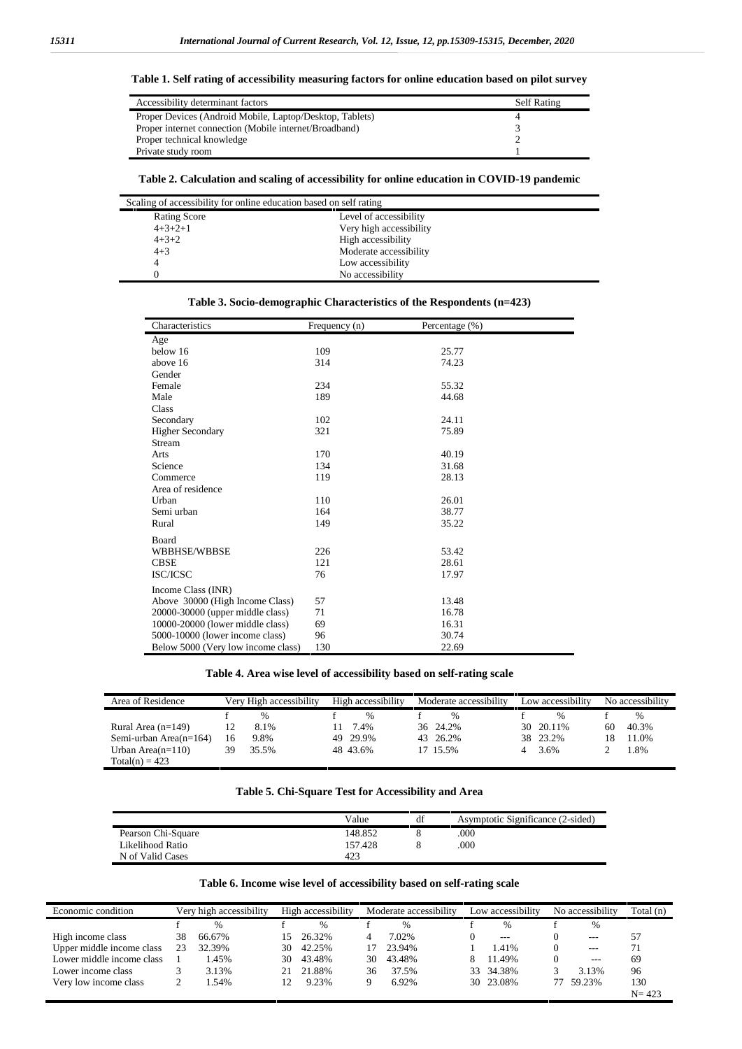**Table 1. Self rating of accessibility measuring factors for online education based on pilot survey**

| Accessibility determinant factors | Self Rating |
|---|---|
| Proper Devices (Android Mobile, Laptop/Desktop, Tablets) | 4 |
| Proper internet connection (Mobile internet/Broadband) | 3 |
| Proper technical knowledge | 2 |
| Private study room | 1 |

**Table 2. Calculation and scaling of accessibility for online education in COVID-19 pandemic**

| Scaling of accessibility for online education based on self rating | |
|---|---|
| Rating Score | Level of accessibility |
| 4+3+2+1 | Very high accessibility |
| 4+3+2 | High accessibility |
| 4+3 | Moderate accessibility |
| 4 | Low accessibility |
| 0 | No accessibility |

**Table 3. Socio-demographic Characteristics of the Respondents (n=423)**

| Characteristics | Frequency (n) | Percentage (%) |
|---|---|---|
| Age | | |
| below 16 | 109 | 25.77 |
| above 16 | 314 | 74.23 |
| Gender | | |
| Female | 234 | 55.32 |
| Male | 189 | 44.68 |
| Class | | |
| Secondary | 102 | 24.11 |
| Higher Secondary | 321 | 75.89 |
| Stream | | |
| Arts | 170 | 40.19 |
| Science | 134 | 31.68 |
| Commerce | 119 | 28.13 |
| Area of residence | | |
| Urban | 110 | 26.01 |
| Semi urban | 164 | 38.77 |
| Rural | 149 | 35.22 |
| Board | | |
| WBBHSE/WBBSE | 226 | 53.42 |
| CBSE | 121 | 28.61 |
| ISC/ICSC | 76 | 17.97 |
| Income Class (INR) | | |
| Above 30000 (High Income Class) | 57 | 13.48 |
| 20000-30000 (upper middle class) | 71 | 16.78 |
| 10000-20000 (lower middle class) | 69 | 16.31 |
| 5000-10000 (lower income class) | 96 | 30.74 |
| Below 5000 (Very low income class) | 130 | 22.69 |

**Table 4. Area wise level of accessibility based on self-rating scale**

| Area of Residence | Very High accessibility | | High accessibility | | Moderate accessibility | | Low accessibility | | No accessibility | |
|---|---|---|---|---|---|---|---|---|---|---|
| | f | % | f | % | f | % | f | % | f | % |
| Rural Area (n=149) | 12 | 8.1% | 11 | 7.4% | 36 | 24.2% | 30 | 20.11% | 60 | 40.3% |
| Semi-urban Area(n=164) | 16 | 9.8% | 49 | 29.9% | 43 | 26.2% | 38 | 23.2% | 18 | 11.0% |
| Urban Area(n=110) | 39 | 35.5% | 48 | 43.6% | 17 | 15.5% | 4 | 3.6% | 2 | 1.8% |
| Total(n) = 423 | | | | | | | | | | |

**Table 5. Chi-Square Test for Accessibility and Area**

| | Value | df | Asymptotic Significance (2-sided) |
|---|---|---|---|
| Pearson Chi-Square | 148.852 | 8 | .000 |
| Likelihood Ratio | 157.428 | 8 | .000 |
| N of Valid Cases | 423 | | |

**Table 6. Income wise level of accessibility based on self-rating scale**

| Economic condition | Very high accessibility | | High accessibility | | Moderate accessibility | | Low accessibility | | No accessibility | | Total (n) |
|---|---|---|---|---|---|---|---|---|---|---|---|
| | f | % | f | % | f | % | f | % | f | % | |
| High income class | 38 | 66.67% | 15 | 26.32% | 4 | 7.02% | 0 | --- | 0 | --- | 57 |
| Upper middle income class | 23 | 32.39% | 30 | 42.25% | 17 | 23.94% | 1 | 1.41% | 0 | --- | 71 |
| Lower middle income class | 1 | 1.45% | 30 | 43.48% | 30 | 43.48% | 8 | 11.49% | 0 | --- | 69 |
| Lower income class | 3 | 3.13% | 21 | 21.88% | 36 | 37.5% | 33 | 34.38% | 3 | 3.13% | 96 |
| Very low income class | 2 | 1.54% | 12 | 9.23% | 9 | 6.92% | 30 | 23.08% | 77 | 59.23% | 130 |
| | | | | | | | | | | | N= 423 |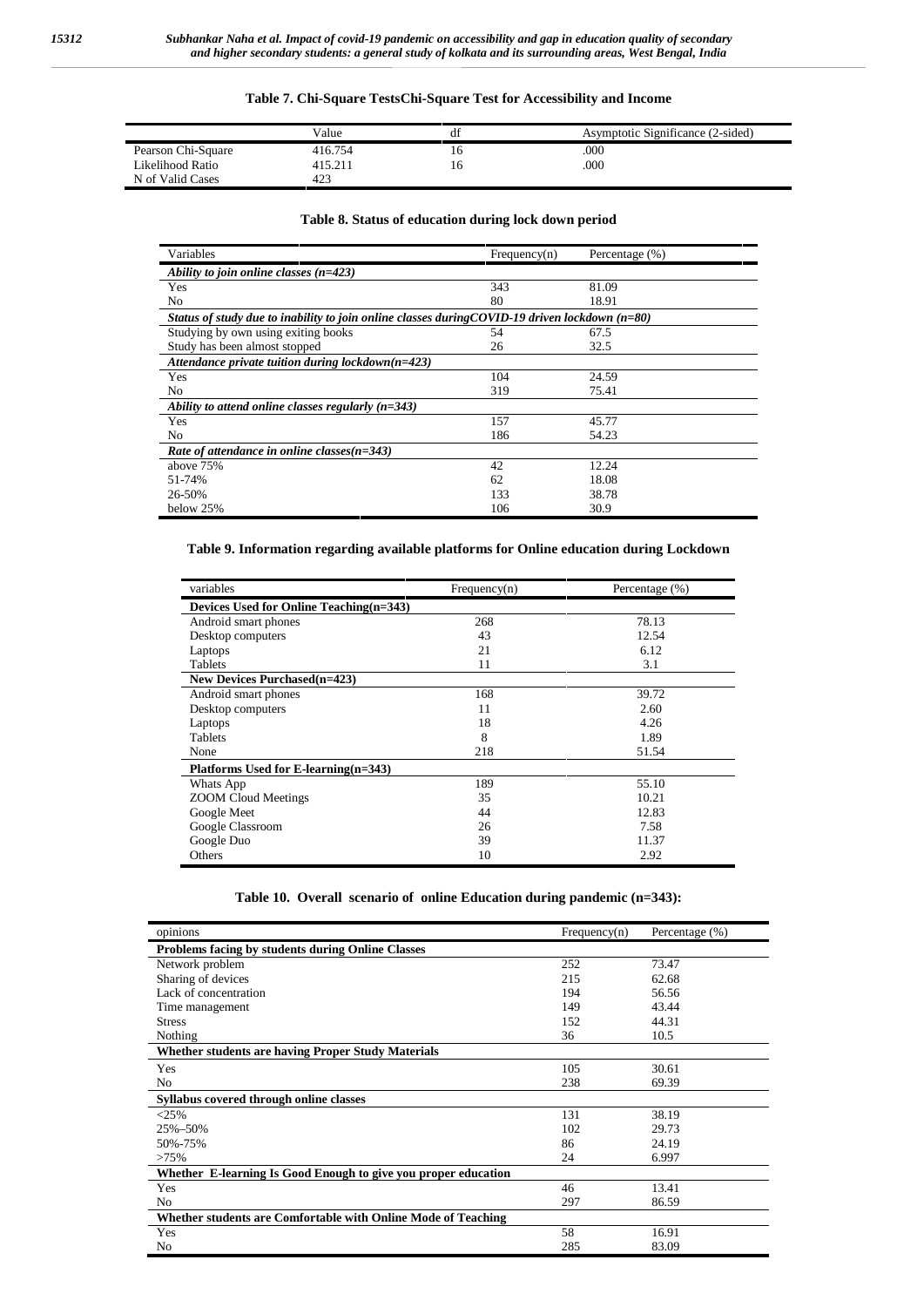**Table 7. Chi-Square TestsChi-Square Test for Accessibility and Income**

| | Value | df | Asymptotic Significance (2-sided) |
|---|---|---|---|
| Pearson Chi-Square | 416.754 | 16 | .000 |
| Likelihood Ratio | 415.211 | 16 | .000 |
| N of Valid Cases | 423 | | |

**Table 8. Status of education during lock down period**

| Variables | Frequency(n) | Percentage (%) |
|---|---|---|
| ***Ability to join online classes (n=423)*** | | |
| Yes | 343 | 81.09 |
| No | 80 | 18.91 |
| ***Status of study due to inability to join online classes duringCOVID-19 driven lockdown (n=80)*** | | |
| Studying by own using exiting books | 54 | 67.5 |
| Study has been almost stopped | 26 | 32.5 |
| ***Attendance private tuition during lockdown(n=423)*** | | |
| Yes | 104 | 24.59 |
| No | 319 | 75.41 |
| ***Ability to attend online classes regularly (n=343)*** | | |
| Yes | 157 | 45.77 |
| No | 186 | 54.23 |
| ***Rate of attendance in online classes(n=343)*** | | |
| above 75% | 42 | 12.24 |
| 51-74% | 62 | 18.08 |
| 26-50% | 133 | 38.78 |
| below 25% | 106 | 30.9 |

**Table 9. Information regarding available platforms for Online education during Lockdown**

| variables | Frequency(n) | Percentage (%) |
|---|---|---|
| **Devices Used for Online Teaching(n=343)** | | |
| Android smart phones | 268 | 78.13 |
| Desktop computers | 43 | 12.54 |
| Laptops | 21 | 6.12 |
| Tablets | 11 | 3.1 |
| **New Devices Purchased(n=423)** | | |
| Android smart phones | 168 | 39.72 |
| Desktop computers | 11 | 2.60 |
| Laptops | 18 | 4.26 |
| Tablets | 8 | 1.89 |
| None | 218 | 51.54 |
| **Platforms Used for E-learning(n=343)** | | |
| Whats App | 189 | 55.10 |
| ZOOM Cloud Meetings | 35 | 10.21 |
| Google Meet | 44 | 12.83 |
| Google Classroom | 26 | 7.58 |
| Google Duo | 39 | 11.37 |
| Others | 10 | 2.92 |

**Table 10. Overall scenario of online Education during pandemic (n=343):**

| opinions | Frequency(n) | Percentage (%) |
|---|---|---|
| **Problems facing by students during Online Classes** | | |
| Network problem | 252 | 73.47 |
| Sharing of devices | 215 | 62.68 |
| Lack of concentration | 194 | 56.56 |
| Time management | 149 | 43.44 |
| Stress | 152 | 44.31 |
| Nothing | 36 | 10.5 |
| **Whether students are having Proper Study Materials** | | |
| Yes | 105 | 30.61 |
| No | 238 | 69.39 |
| **Syllabus covered through online classes** | | |
| <25% | 131 | 38.19 |
| 25%–50% | 102 | 29.73 |
| 50%-75% | 86 | 24.19 |
| >75% | 24 | 6.997 |
| **Whether E-learning Is Good Enough to give you proper education** | | |
| Yes | 46 | 13.41 |
| No | 297 | 86.59 |
| **Whether students are Comfortable with Online Mode of Teaching** | | |
| Yes | 58 | 16.91 |
| No | 285 | 83.09 |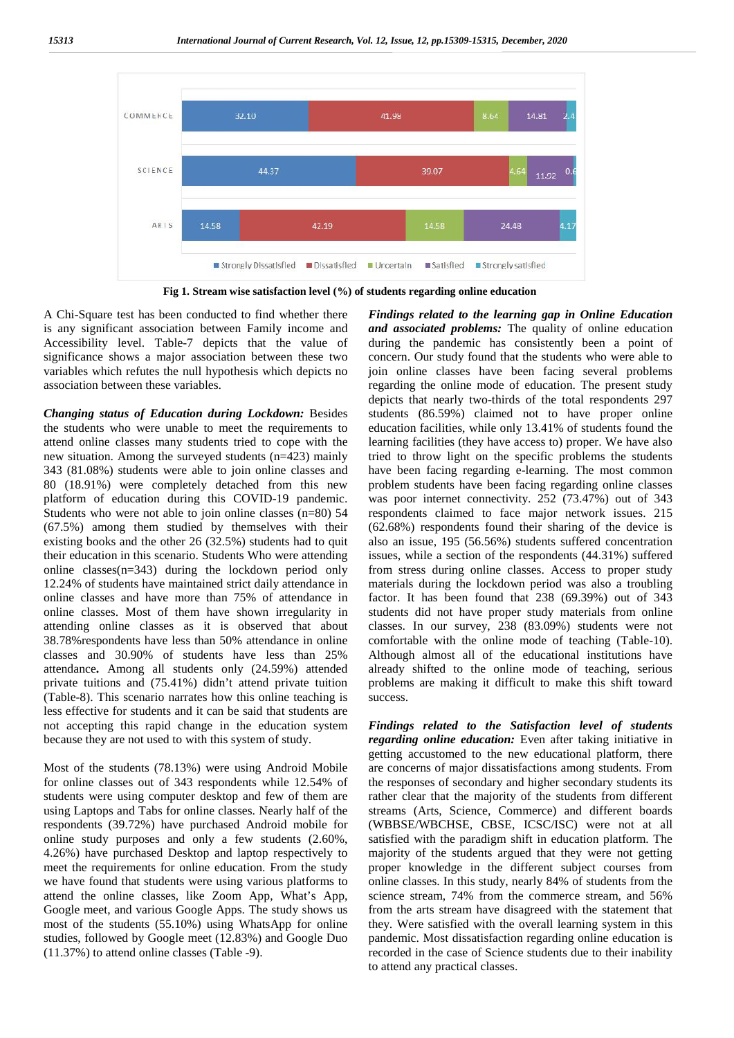Fig 1. Stream wise satisfaction level (%) of students regarding online education

A Chi-Square test has been conducted to find whether there is any significant association between Family income and Accessibility level. Table-7 depicts that the value of significance shows a major association between these two variables which refutes the null hypothesis which depicts no association between these variables.

***Changing status of Education during Lockdown:*** Besides the students who were unable to meet the requirements to attend online classes many students tried to cope with the new situation. Among the surveyed students (n=423) mainly 343 (81.08%) students were able to join online classes and 80 (18.91%) were completely detached from this new platform of education during this COVID-19 pandemic. Students who were not able to join online classes (n=80) 54 (67.5%) among them studied by themselves with their existing books and the other 26 (32.5%) students had to quit their education in this scenario. Students Who were attending online classes(n=343) during the lockdown period only 12.24% of students have maintained strict daily attendance in online classes and have more than 75% of attendance in online classes. Most of them have shown irregularity in attending online classes as it is observed that about 38.78%respondents have less than 50% attendance in online classes and 30.90% of students have less than 25% attendance**.** Among all students only (24.59%) attended private tuitions and (75.41%) didn't attend private tuition (Table-8). This scenario narrates how this online teaching is less effective for students and it can be said that students are not accepting this rapid change in the education system because they are not used to with this system of study.

Most of the students (78.13%) were using Android Mobile for online classes out of 343 respondents while 12.54% of students were using computer desktop and few of them are using Laptops and Tabs for online classes. Nearly half of the respondents (39.72%) have purchased Android mobile for online study purposes and only a few students (2.60%, 4.26%) have purchased Desktop and laptop respectively to meet the requirements for online education. From the study we have found that students were using various platforms to attend the online classes, like Zoom App, What's App, Google meet, and various Google Apps. The study shows us most of the students (55.10%) using WhatsApp for online studies, followed by Google meet (12.83%) and Google Duo (11.37%) to attend online classes (Table -9).

***Findings related to the learning gap in Online Education and associated problems:*** The quality of online education during the pandemic has consistently been a point of concern. Our study found that the students who were able to join online classes have been facing several problems regarding the online mode of education. The present study depicts that nearly two-thirds of the total respondents 297 students (86.59%) claimed not to have proper online education facilities, while only 13.41% of students found the learning facilities (they have access to) proper. We have also tried to throw light on the specific problems the students have been facing regarding e-learning. The most common problem students have been facing regarding online classes was poor internet connectivity. 252 (73.47%) out of 343 respondents claimed to face major network issues. 215 (62.68%) respondents found their sharing of the device is also an issue, 195 (56.56%) students suffered concentration issues, while a section of the respondents (44.31%) suffered from stress during online classes. Access to proper study materials during the lockdown period was also a troubling factor. It has been found that 238 (69.39%) out of 343 students did not have proper study materials from online classes. In our survey, 238 (83.09%) students were not comfortable with the online mode of teaching (Table-10). Although almost all of the educational institutions have already shifted to the online mode of teaching, serious problems are making it difficult to make this shift toward success.

***Findings related to the Satisfaction level of students regarding online education:*** Even after taking initiative in getting accustomed to the new educational platform, there are concerns of major dissatisfactions among students. From the responses of secondary and higher secondary students its rather clear that the majority of the students from different streams (Arts, Science, Commerce) and different boards (WBBSE/WBCHSE, CBSE, ICSC/ISC) were not at all satisfied with the paradigm shift in education platform. The majority of the students argued that they were not getting proper knowledge in the different subject courses from online classes. In this study, nearly 84% of students from the science stream, 74% from the commerce stream, and 56% from the arts stream have disagreed with the statement that they. Were satisfied with the overall learning system in this pandemic. Most dissatisfaction regarding online education is recorded in the case of Science students due to their inability to attend any practical classes.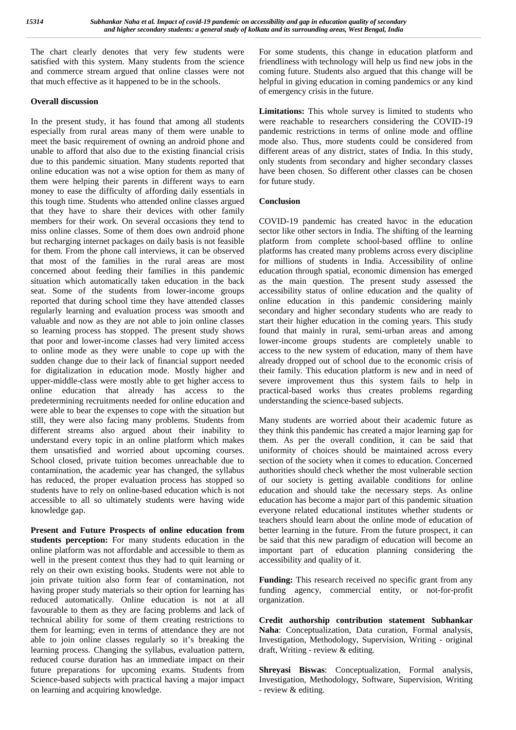The chart clearly denotes that very few students were satisfied with this system. Many students from the science and commerce stream argued that online classes were not that much effective as it happened to be in the schools.

### Overall discussion

In the present study, it has found that among all students especially from rural areas many of them were unable to meet the basic requirement of owning an android phone and unable to afford that also due to the existing financial crisis due to this pandemic situation. Many students reported that online education was not a wise option for them as many of them were helping their parents in different ways to earn money to ease the difficulty of affording daily essentials in this tough time. Students who attended online classes argued that they have to share their devices with other family members for their work. On several occasions they tend to miss online classes. Some of them does own android phone but recharging internet packages on daily basis is not feasible for them. From the phone call interviews, it can be observed that most of the families in the rural areas are most concerned about feeding their families in this pandemic situation which automatically taken education in the back seat. Some of the students from lower-income groups reported that during school time they have attended classes regularly learning and evaluation process was smooth and valuable and now as they are not able to join online classes so learning process has stopped. The present study shows that poor and lower-income classes had very limited access to online mode as they were unable to cope up with the sudden change due to their lack of financial support needed for digitalization in education mode. Mostly higher and upper-middle-class were mostly able to get higher access to online education that already has access to the predetermining recruitments needed for online education and were able to bear the expenses to cope with the situation but still, they were also facing many problems. Students from different streams also argued about their inability to understand every topic in an online platform which makes them unsatisfied and worried about upcoming courses. School closed, private tuition becomes unreachable due to contamination, the academic year has changed, the syllabus has reduced, the proper evaluation process has stopped so students have to rely on online-based education which is not accessible to all so ultimately students were having wide knowledge gap.

**Present and Future Prospects of online education from students perception:** For many students education in the online platform was not affordable and accessible to them as well in the present context thus they had to quit learning or rely on their own existing books. Students were not able to join private tuition also form fear of contamination, not having proper study materials so their option for learning has reduced automatically. Online education is not at all favourable to them as they are facing problems and lack of technical ability for some of them creating restrictions to them for learning; even in terms of attendance they are not able to join online classes regularly so it's breaking the learning process. Changing the syllabus, evaluation pattern, reduced course duration has an immediate impact on their future preparations for upcoming exams. Students from Science-based subjects with practical having a major impact on learning and acquiring knowledge.

For some students, this change in education platform and friendliness with technology will help us find new jobs in the coming future. Students also argued that this change will be helpful in giving education in coming pandemics or any kind of emergency crisis in the future.

**Limitations:** This whole survey is limited to students who were reachable to researchers considering the COVID-19 pandemic restrictions in terms of online mode and offline mode also. Thus, more students could be considered from different areas of any district, states of India. In this study, only students from secondary and higher secondary classes have been chosen. So different other classes can be chosen for future study.

### Conclusion

COVID-19 pandemic has created havoc in the education sector like other sectors in India. The shifting of the learning platform from complete school-based offline to online platforms has created many problems across every discipline for millions of students in India. Accessibility of online education through spatial, economic dimension has emerged as the main question. The present study assessed the accessibility status of online education and the quality of online education in this pandemic considering mainly secondary and higher secondary students who are ready to start their higher education in the coming years. This study found that mainly in rural, semi-urban areas and among lower-income groups students are completely unable to access to the new system of education, many of them have already dropped out of school due to the economic crisis of their family. This education platform is new and in need of severe improvement thus this system fails to help in practical-based works thus creates problems regarding understanding the science-based subjects.

Many students are worried about their academic future as they think this pandemic has created a major learning gap for them. As per the overall condition, it can be said that uniformity of choices should be maintained across every section of the society when it comes to education. Concerned authorities should check whether the most vulnerable section of our society is getting available conditions for online education and should take the necessary steps. As online education has become a major part of this pandemic situation everyone related educational institutes whether students or teachers should learn about the online mode of education of better learning in the future. From the future prospect, it can be said that this new paradigm of education will become an important part of education planning considering the accessibility and quality of it.

**Funding:** This research received no specific grant from any funding agency, commercial entity, or not-for-profit organization.

**Credit authorship contribution statement Subhankar Naha**: Conceptualization, Data curation, Formal analysis, Investigation, Methodology, Supervision, Writing - original draft, Writing - review & editing.

**Shreyasi Biswas**: Conceptualization, Formal analysis, Investigation, Methodology, Software, Supervision, Writing - review & editing.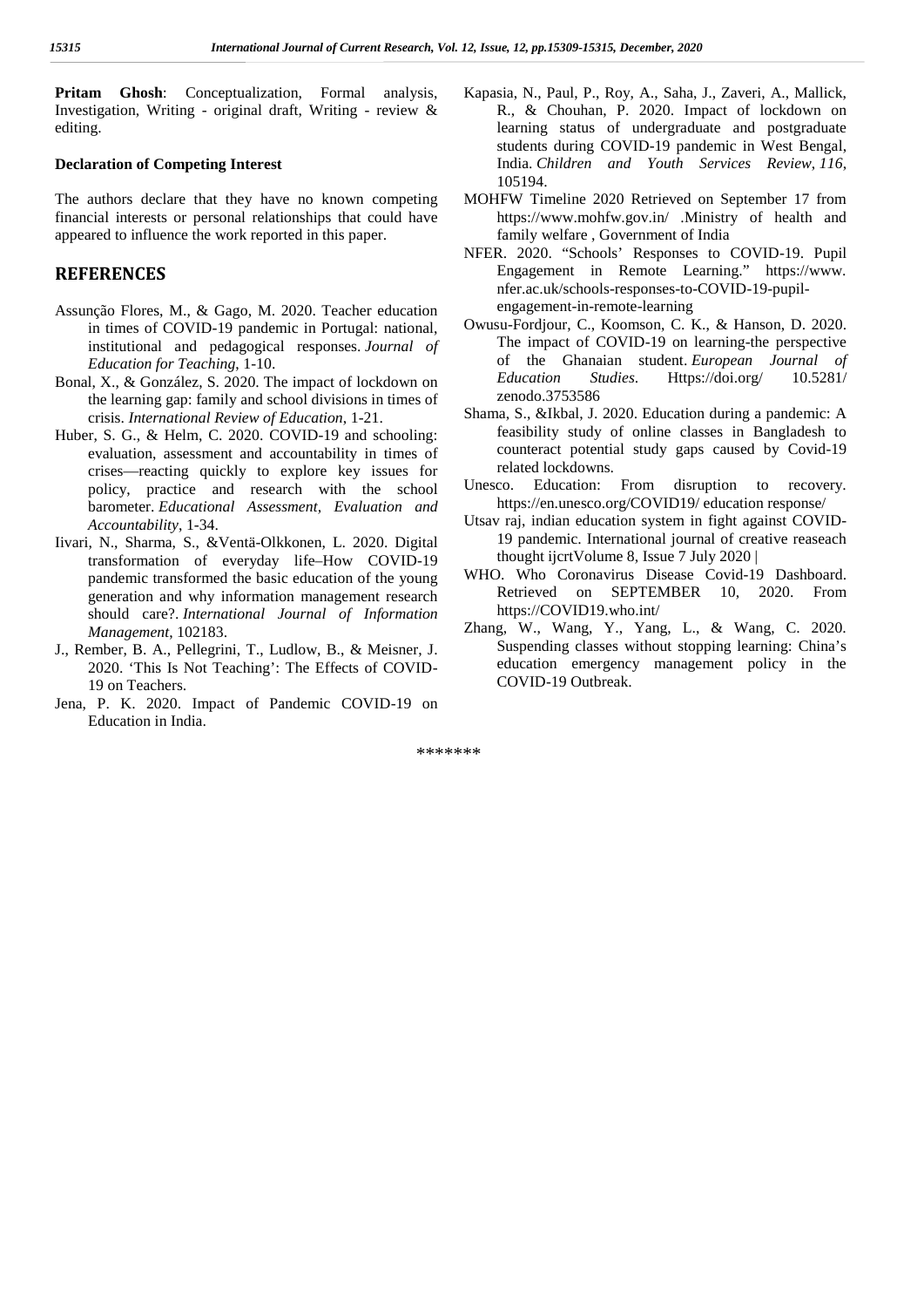**Pritam Ghosh**: Conceptualization, Formal analysis, Investigation, Writing - original draft, Writing - review & editing.

#### Declaration of Competing Interest

The authors declare that they have no known competing financial interests or personal relationships that could have appeared to influence the work reported in this paper.

## REFERENCES

Assunção Flores, M., & Gago, M. 2020. Teacher education in times of COVID-19 pandemic in Portugal: national, institutional and pedagogical responses. *Journal of Education for Teaching*, 1-10.

Bonal, X., & González, S. 2020. The impact of lockdown on the learning gap: family and school divisions in times of crisis. *International Review of Education*, 1-21.

Huber, S. G., & Helm, C. 2020. COVID-19 and schooling: evaluation, assessment and accountability in times of crises—reacting quickly to explore key issues for policy, practice and research with the school barometer. *Educational Assessment, Evaluation and Accountability*, 1-34.

Iivari, N., Sharma, S., &Ventä-Olkkonen, L. 2020. Digital transformation of everyday life–How COVID-19 pandemic transformed the basic education of the young generation and why information management research should care?. *International Journal of Information Management*, 102183.

J., Rember, B. A., Pellegrini, T., Ludlow, B., & Meisner, J. 2020. 'This Is Not Teaching': The Effects of COVID-19 on Teachers.

Jena, P. K. 2020. Impact of Pandemic COVID-19 on Education in India.

Kapasia, N., Paul, P., Roy, A., Saha, J., Zaveri, A., Mallick, R., & Chouhan, P. 2020. Impact of lockdown on learning status of undergraduate and postgraduate students during COVID-19 pandemic in West Bengal, India. *Children and Youth Services Review*, *116*, 105194.

MOHFW Timeline 2020 Retrieved on September 17 from https://www.mohfw.gov.in/ .Ministry of health and family welfare , Government of India

NFER. 2020. "Schools' Responses to COVID-19. Pupil Engagement in Remote Learning." https://www.nfer.ac.uk/schools-responses-to-COVID-19-pupil-engagement-in-remote-learning

Owusu-Fordjour, C., Koomson, C. K., & Hanson, D. 2020. The impact of COVID-19 on learning-the perspective of the Ghanaian student. *European Journal of Education Studies*. Https://doi.org/ 10.5281/ zenodo.3753586

Shama, S., &Ikbal, J. 2020. Education during a pandemic: A feasibility study of online classes in Bangladesh to counteract potential study gaps caused by Covid-19 related lockdowns.

Unesco. Education: From disruption to recovery. https://en.unesco.org/COVID19/ education response/

Utsav raj, indian education system in fight against COVID-19 pandemic. International journal of creative reaseach thought ijcrtVolume 8, Issue 7 July 2020 |

WHO. Who Coronavirus Disease Covid-19 Dashboard. Retrieved on SEPTEMBER 10, 2020. From https://COVID19.who.int/

Zhang, W., Wang, Y., Yang, L., & Wang, C. 2020. Suspending classes without stopping learning: China's education emergency management policy in the COVID-19 Outbreak.

*******